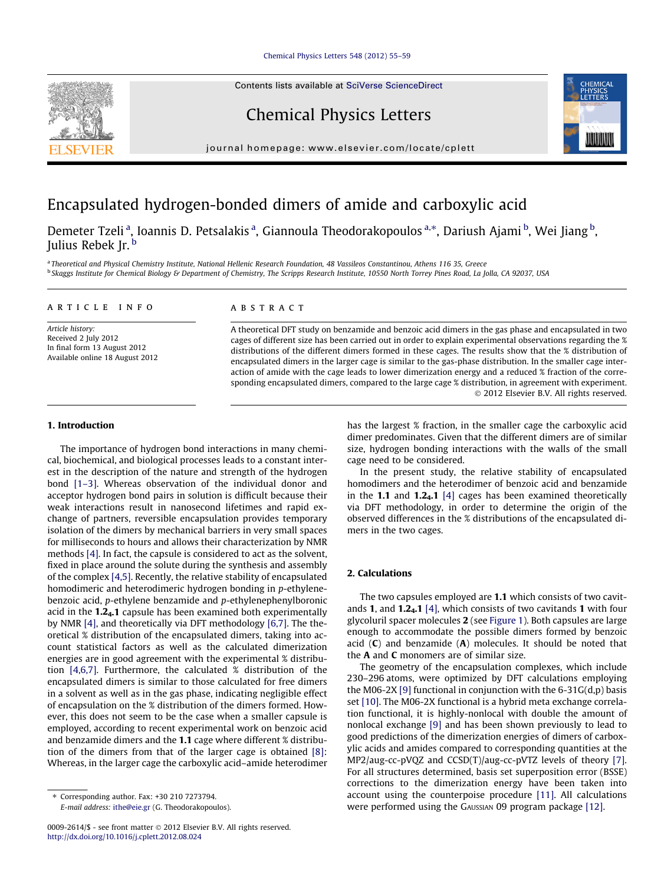# Encapsulated hydrogen-bonded dimers of amide and carboxylic acid

Demeter Tzeli [a], Ioannis D. Petsalakis [a], Giannoula Theodorakopoulos [a,*], Dariush Ajami [b], Wei Jiang [b], Julius Rebek Jr. [b]

[a] Theoretical and Physical Chemistry Institute, National Hellenic Research Foundation, 48 Vassileos Constantinou, Athens 116 35, Greece

[b] Skaggs Institute for Chemical Biology & Department of Chemistry, The Scripps Research Institute, 10550 North Torrey Pines Road, La Jolla, CA 92037, USA

**ARTICLE INFO**

*Article history:*
Received 2 July 2012
In final form 13 August 2012
Available online 18 August 2012

**ABSTRACT**

A theoretical DFT study on benzamide and benzoic acid dimers in the gas phase and encapsulated in two cages of different size has been carried out in order to explain experimental observations regarding the % distributions of the different dimers formed in these cages. The results show that the % distribution of encapsulated dimers in the larger cage is similar to the gas-phase distribution. In the smaller cage interaction of amide with the cage leads to lower dimerization energy and a reduced % fraction of the corresponding encapsulated dimers, compared to the large cage % distribution, in agreement with experiment.

© 2012 Elsevier B.V. All rights reserved.

## 1. Introduction

The importance of hydrogen bond interactions in many chemical, biochemical, and biological processes leads to a constant interest in the description of the nature and strength of the hydrogen bond [1–3]. Whereas observation of the individual donor and acceptor hydrogen bond pairs in solution is difficult because their weak interactions result in nanosecond lifetimes and rapid exchange of partners, reversible encapsulation provides temporary isolation of the dimers by mechanical barriers in very small spaces for milliseconds to hours and allows their characterization by NMR methods [4]. In fact, the capsule is considered to act as the solvent, fixed in place around the solute during the synthesis and assembly of the complex [4,5]. Recently, the relative stability of encapsulated homodimeric and heterodimeric hydrogen bonding in *p*-ethylenebenzoic acid, *p*-ethylene benzamide and *p*-ethylenephenylboronic acid in the **1.2₄.1** capsule has been examined both experimentally by NMR [4], and theoretically via DFT methodology [6,7]. The theoretical % distribution of the encapsulated dimers, taking into account statistical factors as well as the calculated dimerization energies are in good agreement with the experimental % distribution [4,6,7]. Furthermore, the calculated % distribution of the encapsulated dimers is similar to those calculated for free dimers in a solvent as well as in the gas phase, indicating negligible effect of encapsulation on the % distribution of the dimers formed. However, this does not seem to be the case when a smaller capsule is employed, according to recent experimental work on benzoic acid and benzamide dimers and the **1.1** cage where different % distribution of the dimers from that of the larger cage is obtained [8]: Whereas, in the larger cage the carboxylic acid–amide heterodimer has the largest % fraction, in the smaller cage the carboxylic acid dimer predominates. Given that the different dimers are of similar size, hydrogen bonding interactions with the walls of the small cage need to be considered.

In the present study, the relative stability of encapsulated homodimers and the heterodimer of benzoic acid and benzamide in the **1.1** and **1.2₄.1** [4] cages has been examined theoretically via DFT methodology, in order to determine the origin of the observed differences in the % distributions of the encapsulated dimers in the two cages.

## 2. Calculations

The two capsules employed are **1.1** which consists of two cavitands **1**, and **1.2₄.1** [4], which consists of two cavitands **1** with four glycoluril spacer molecules **2** (see Figure 1). Both capsules are large enough to accommodate the possible dimers formed by benzoic acid (**C**) and benzamide (**A**) molecules. It should be noted that the **A** and **C** monomers are of similar size.

The geometry of the encapsulation complexes, which include 230–296 atoms, were optimized by DFT calculations employing the M06-2X [9] functional in conjunction with the 6-31G(d,p) basis set [10]. The M06-2X functional is a hybrid meta exchange correlation functional, it is highly-nonlocal with double the amount of nonlocal exchange [9] and has been shown previously to lead to good predictions of the dimerization energies of dimers of carboxylic acids and amides compared to corresponding quantities at the MP2/aug-cc-pVQZ and CCSD(T)/aug-cc-pVTZ levels of theory [7]. For all structures determined, basis set superpoise error (BSSE) corrections to the dimerization energy have been taken into account using the counterpoise procedure [11]. All calculations were performed using the Gaussian 09 program package [12].

* Corresponding author. Fax: +30 210 7273794.
E-mail address: ithe@eie.gr (G. Theodorakopoulos).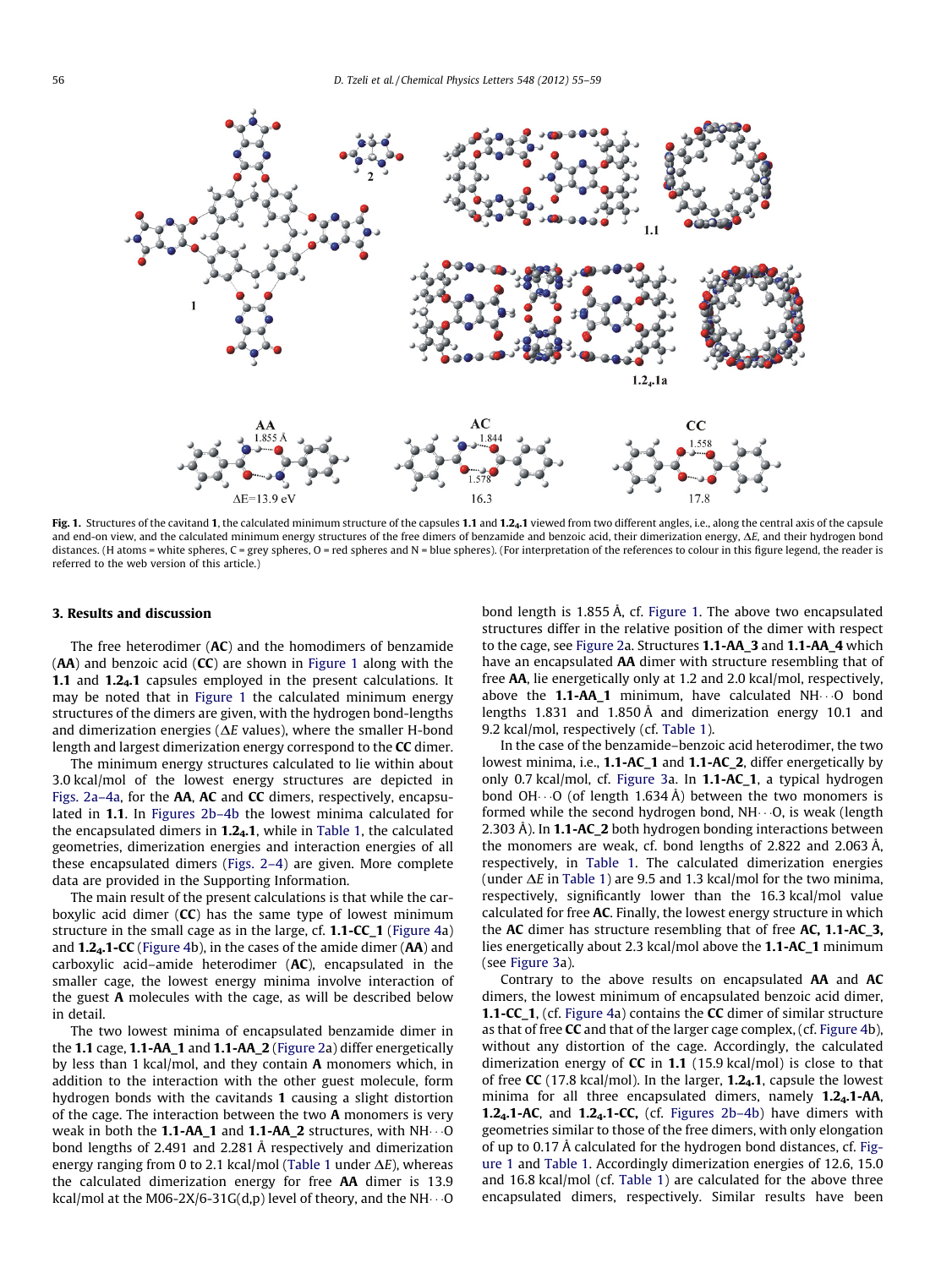**Fig. 1.** Structures of the cavitand **1**, the calculated minimum structure of the capsules **1.1** and **1.2$_4$.1** viewed from two different angles, i.e., along the central axis of the capsule and end-on view, and the calculated minimum energy structures of the free dimers of benzamide and benzoic acid, their dimerization energy, ΔE, and their hydrogen bond distances. (H atoms = white spheres, C = grey spheres, O = red spheres and N = blue spheres). (For interpretation of the references to colour in this figure legend, the reader is referred to the web version of this article.)

## 3. Results and discussion

The free heterodimer (**AC**) and the homodimers of benzamide (**AA**) and benzoic acid (**CC**) are shown in Figure 1 along with the **1.1** and **1.2$_4$.1** capsules employed in the present calculations. It may be noted that in Figure 1 the calculated minimum energy structures of the dimers are given, with the hydrogen bond-lengths and dimerization energies (ΔE values), where the smaller H-bond length and largest dimerization energy correspond to the **CC** dimer.

The minimum energy structures calculated to lie within about 3.0 kcal/mol of the lowest energy structures are depicted in Figs. 2a–4a, for the **AA**, **AC** and **CC** dimers, respectively, encapsulated in **1.1**. In Figures 2b–4b the lowest minima calculated for the encapsulated dimers in **1.2$_4$.1**, while in Table 1, the calculated geometries, dimerization energies and interaction energies of all these encapsulated dimers (Figs. 2–4) are given. More complete data are provided in the Supporting Information.

The main result of the present calculations is that while the carboxylic acid dimer (**CC**) has the same type of lowest minimum structure in the small cage as in the large, cf. **1.1-CC_1** (Figure 4a) and **1.2$_4$.1-CC** (Figure 4b), in the cases of the amide dimer (**AA**) and carboxylic acid–amide heterodimer (**AC**), encapsulated in the smaller cage, the lowest energy minima involve interaction of the guest **A** molecules with the cage, as will be described below in detail.

The two lowest minima of encapsulated benzamide dimer in the **1.1** cage, **1.1-AA_1** and **1.1-AA_2** (Figure 2a) differ energetically by less than 1 kcal/mol, and they contain **A** monomers which, in addition to the interaction with the other guest molecule, form hydrogen bonds with the cavitands **1** causing a slight distortion of the cage. The interaction between the two **A** monomers is very weak in both the **1.1-AA_1** and **1.1-AA_2** structures, with NH···O bond lengths of 2.491 and 2.281 Å respectively and dimerization energy ranging from 0 to 2.1 kcal/mol (Table 1 under ΔE), whereas the calculated dimerization energy for free **AA** dimer is 13.9 kcal/mol at the M06-2X/6-31G(d,p) level of theory, and the NH···O bond length is 1.855 Å, cf. Figure 1. The above two encapsulated structures differ in the relative position of the dimer with respect to the cage, see Figure 2a. Structures **1.1-AA_3** and **1.1-AA_4** which have an encapsulated **AA** dimer with structure resembling that of free **AA**, lie energetically only at 1.2 and 2.0 kcal/mol, respectively, above the **1.1-AA_1** minimum, have calculated NH···O bond lengths 1.831 and 1.850 Å and dimerization energy 10.1 and 9.2 kcal/mol, respectively (cf. Table 1).

In the case of the benzamide–benzoic acid heterodimer, the two lowest minima, i.e., **1.1-AC_1** and **1.1-AC_2**, differ energetically by only 0.7 kcal/mol, cf. Figure 3a. In **1.1-AC_1**, a typical hydrogen bond OH···O (of length 1.634 Å) between the two monomers is formed while the second hydrogen bond, NH···O, is weak (length 2.303 Å). In **1.1-AC_2** both hydrogen bonding interactions between the monomers are weak, cf. bond lengths of 2.822 and 2.063 Å, respectively, in Table 1. The calculated dimerization energies (under ΔE in Table 1) are 9.5 and 1.3 kcal/mol for the two minima, respectively, significantly lower than the 16.3 kcal/mol value calculated for free **AC**. Finally, the lowest energy structure in which the **AC** dimer has structure resembling that of free **AC, 1.1-AC_3,** lies energetically about 2.3 kcal/mol above the **1.1-AC_1** minimum (see Figure 3a).

Contrary to the above results on encapsulated **AA** and **AC** dimers, the lowest minimum of encapsulated benzoic acid dimer, **1.1-CC_1**, (cf. Figure 4a) contains the **CC** dimer of similar structure as that of free **CC** and that of the larger cage complex, (cf. Figure 4b), without any distortion of the cage. Accordingly, the calculated dimerization energy of **CC** in **1.1** (15.9 kcal/mol) is close to that of free **CC** (17.8 kcal/mol). In the larger, **1.2$_4$.1**, capsule the lowest minima for all three encapsulated dimers, namely **1.2$_4$.1-AA**, **1.2$_4$.1-AC**, and **1.2$_4$.1-CC,** (cf. Figures 2b–4b) have dimers with geometries similar to those of the free dimers, with only elongation of up to 0.17 Å calculated for the hydrogen bond distances, cf. Figure 1 and Table 1. Accordingly dimerization energies of 12.6, 15.0 and 16.8 kcal/mol (cf. Table 1) are calculated for the above three encapsulated dimers, respectively. Similar results have been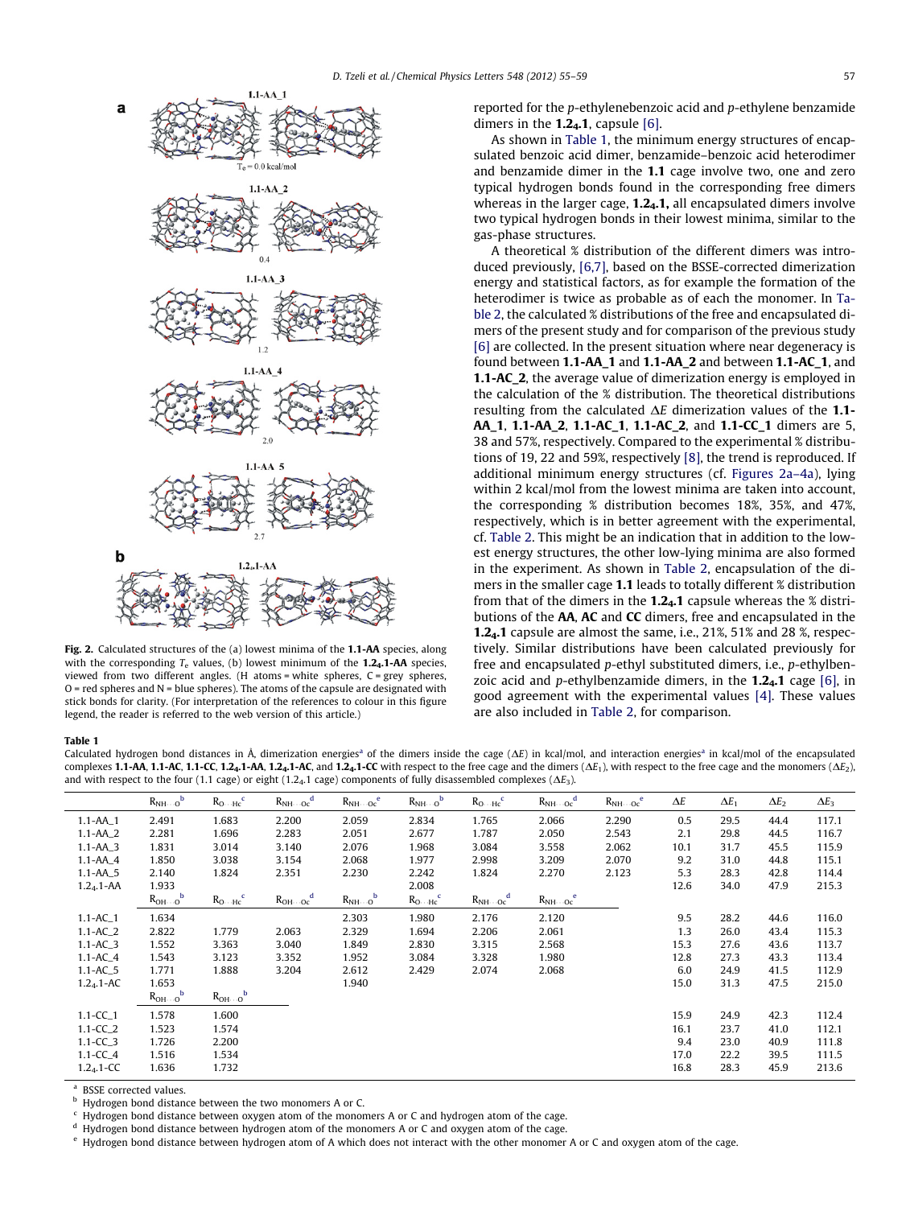Fig. 2. Calculated structures of the (a) lowest minima of the **1.1-AA** species, along with the corresponding $T_e$ values, (b) lowest minimum of the **1.2₄.1-AA** species, viewed from two different angles. (H atoms = white spheres, C = grey spheres, O = red spheres and N = blue spheres). The atoms of the capsule are designated with stick bonds for clarity. (For interpretation of the references to colour in this figure legend, the reader is referred to the web version of this article.)

reported for the *p*-ethylenebenzoic acid and *p*-ethylene benzamide dimers in the **$1.2_4.1$**, capsule [6].

As shown in Table 1, the minimum energy structures of encapsulated benzoic acid dimer, benzamide–benzoic acid heterodimer and benzamide dimer in the **1.1** cage involve two, one and zero typical hydrogen bonds found in the corresponding free dimers whereas in the larger cage, **$1.2_4.1$,** all encapsulated dimers involve two typical hydrogen bonds in their lowest minima, similar to the gas-phase structures.

A theoretical % distribution of the different dimers was introduced previously, [6,7], based on the BSSE-corrected dimerization energy and statistical factors, as for example the formation of the heterodimer is twice as probable as of each the monomer. In Table 2, the calculated % distributions of the free and encapsulated dimers of the present study and for comparison of the previous study [6] are collected. In the present situation where near degeneracy is found between **1.1-AA_1** and **1.1-AA_2** and between **1.1-AC_1**, and **1.1-AC_2**, the average value of dimerization energy is employed in the calculation of the % distribution. The theoretical distributions resulting from the calculated $\Delta E$ dimerization values of the **1.1-AA_1**, **1.1-AA_2**, **1.1-AC_1**, **1.1-AC_2**, and **1.1-CC_1** dimers are 5, 38 and 57%, respectively. Compared to the experimental % distributions of 19, 22 and 59%, respectively [8], the trend is reproduced. If additional minimum energy structures (cf. Figures 2a–4a), lying within 2 kcal/mol from the lowest minima are taken into account, the corresponding % distribution becomes 18%, 35%, and 47%, respectively, which is in better agreement with the experimental, cf. Table 2. This might be an indication that in addition to the lowest energy structures, the other low-lying minima are also formed in the experiment. As shown in Table 2, encapsulation of the dimers in the smaller cage **1.1** leads to totally different % distribution from that of the dimers in the **$1.2_4.1$** capsule whereas the % distributions of the **AA**, **AC** and **CC** dimers, free and encapsulated in the **$1.2_4.1$** capsule are almost the same, i.e., 21%, 51% and 28 %, respectively. Similar distributions have been calculated previously for free and encapsulated *p*-ethyl substituted dimers, i.e., *p*-ethylbenzoic acid and *p*-ethylbenzamide dimers, in the **$1.2_4.1$** cage [6], in good agreement with the experimental values [4]. These values are also included in Table 2, for comparison.

**Table 1**
Calculated hydrogen bond distances in Å, dimerization energies[a] of the dimers inside the cage ($\Delta E$) in kcal/mol, and interaction energies[a] in kcal/mol of the encapsulated complexes **1.1-AA**, **1.1-AC**, **1.1-CC**, **$1.2_4.1$-AA**, **$1.2_4.1$-AC**, and **$1.2_4.1$-CC** with respect to the free cage and the dimers ($\Delta E_1$), with respect to the free cage and the monomers ($\Delta E_2$), and with respect to the four (1.1 cage) or eight ($1.2_4.1$ cage) components of fully disassembled complexes ($\Delta E_3$).

| | $R_{NH\cdots O}$[b] | $R_{O\cdots Hc}$[c] | $R_{NH\cdots Oc}$[d] | $R_{NH\cdots Oc}$[e] | $R_{NH\cdots O}$[b] | $R_{O\cdots Hc}$[c] | $R_{NH\cdots Oc}$[d] | $R_{NH\cdots Oc}$[e] | $\Delta E$ | $\Delta E_1$ | $\Delta E_2$ | $\Delta E_3$ |
|---|---|---|---|---|---|---|---|---|---|---|---|---|
| 1.1-AA_1 | 2.491 | 1.683 | 2.200 | 2.059 | 2.834 | 1.765 | 2.066 | 2.290 | 0.5 | 29.5 | 44.4 | 117.1 |
| 1.1-AA_2 | 2.281 | 1.696 | 2.283 | 2.051 | 2.677 | 1.787 | 2.050 | 2.543 | 2.1 | 29.8 | 44.5 | 116.7 |
| 1.1-AA_3 | 1.831 | 3.014 | 3.140 | 2.076 | 1.968 | 3.084 | 3.558 | 2.062 | 10.1 | 31.7 | 45.5 | 115.9 |
| 1.1-AA_4 | 1.850 | 3.038 | 3.154 | 2.068 | 1.977 | 2.998 | 3.209 | 2.070 | 9.2 | 31.0 | 44.8 | 115.1 |
| 1.1-AA_5 | 2.140 | 1.824 | 2.351 | 2.230 | 2.242 | 1.824 | 2.270 | 2.123 | 5.3 | 28.3 | 42.8 | 114.4 |
| $1.2_4.1$-AA | 1.933 | | | | 2.008 | | | | 12.6 | 34.0 | 47.9 | 215.3 |
| | $R_{OH\cdots O}$[b] | $R_{O\cdots Hc}$[c] | $R_{OH\cdots Oc}$[d] | $R_{NH\cdots O}$[b] | $R_{O\cdots Hc}$[c] | $R_{NH\cdots Oc}$[d] | $R_{NH\cdots Oc}$[e] | | | | | |
| 1.1-AC_1 | 1.634 | | | 2.303 | 1.980 | 2.176 | 2.120 | | 9.5 | 28.2 | 44.6 | 116.0 |
| 1.1-AC_2 | 2.822 | 1.779 | 2.063 | 2.329 | 1.694 | 2.206 | 2.061 | | 1.3 | 26.0 | 43.4 | 115.3 |
| 1.1-AC_3 | 1.552 | 3.363 | 3.040 | 1.849 | 2.830 | 3.315 | 2.568 | | 15.3 | 27.6 | 43.6 | 113.7 |
| 1.1-AC_4 | 1.543 | 3.123 | 3.352 | 1.952 | 3.084 | 3.328 | 1.980 | | 12.8 | 27.3 | 43.3 | 113.4 |
| 1.1-AC_5 | 1.771 | 1.888 | 3.204 | 2.612 | 2.429 | 2.074 | 2.068 | | 6.0 | 24.9 | 41.5 | 112.9 |
| $1.2_4.1$-AC | 1.653 | | | 1.940 | | | | | 15.0 | 31.3 | 47.5 | 215.0 |
| | $R_{OH\cdots O}$[b] | $R_{OH\cdots O}$[b] | | | | | | | | | | |
| 1.1-CC_1 | 1.578 | 1.600 | | | | | | | 15.9 | 24.9 | 42.3 | 112.4 |
| 1.1-CC_2 | 1.523 | 1.574 | | | | | | | 16.1 | 23.7 | 41.0 | 112.1 |
| 1.1-CC_3 | 1.726 | 2.200 | | | | | | | 9.4 | 23.0 | 40.9 | 111.8 |
| 1.1-CC_4 | 1.516 | 1.534 | | | | | | | 17.0 | 22.2 | 39.5 | 111.5 |
| $1.2_4.1$-CC | 1.636 | 1.732 | | | | | | | 16.8 | 28.3 | 45.9 | 213.6 |

[a] BSSE corrected values.
[b] Hydrogen bond distance between the two monomers A or C.
[c] Hydrogen bond distance between oxygen atom of the monomers A or C and hydrogen atom of the cage.
[d] Hydrogen bond distance between hydrogen atom of the monomers A or C and oxygen atom of the cage.
[e] Hydrogen bond distance between hydrogen atom of A which does not interact with the other monomer A or C and oxygen atom of the cage.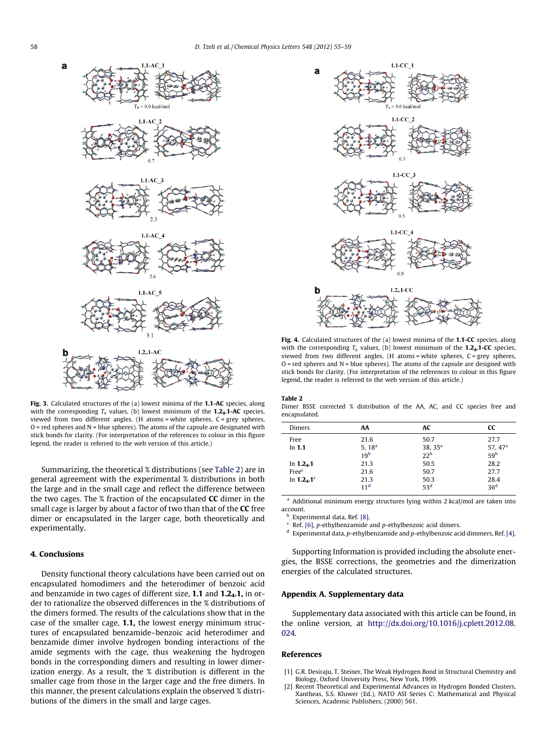Fig. 3. Calculated structures of the (a) lowest minima of the **1.1-AC** species, along with the corresponding $T_e$ values, (b) lowest minimum of the **1.2$_4$.1-AC** species, viewed from two different angles. (H atoms = white spheres, C = grey spheres, O = red spheres and N = blue spheres). The atoms of the capsule are designated with stick bonds for clarity. (For interpretation of the references to colour in this figure legend, the reader is referred to the web version of this article.)

Summarizing, the theoretical % distributions (see Table 2) are in general agreement with the experimental % distributions in both the large and in the small cage and reflect the difference between the two cages. The % fraction of the encapsulated **CC** dimer in the small cage is larger by about a factor of two than that of the **CC** free dimer or encapsulated in the larger cage, both theoretically and experimentally.

## 4. Conclusions

Density functional theory calculations have been carried out on encapsulated homodimers and the heterodimer of benzoic acid and benzamide in two cages of different size, **1.1** and **1.2$_4$.1**, in order to rationalize the observed differences in the % distributions of the dimers formed. The results of the calculations show that in the case of the smaller cage, **1.1**, the lowest energy minimum structures of encapsulated benzamide–benzoic acid heterodimer and benzamide dimer involve hydrogen bonding interactions of the amide segments with the cage, thus weakening the hydrogen bonds in the corresponding dimers and resulting in lower dimerization energy. As a result, the % distribution is different in the smaller cage from those in the larger cage and the free dimers. In this manner, the present calculations explain the observed % distributions of the dimers in the small and large cages.

Fig. 4. Calculated structures of the (a) lowest minima of the **1.1-CC** species, along with the corresponding $T_e$ values, (b) lowest minimum of the **1.2$_4$.1-CC** species, viewed from two different angles. (H atoms = white spheres, C = grey spheres, O = red spheres and N = blue spheres). The atoms of the capsule are designed with stick bonds for clarity. (For interpretation of the references to colour in this figure legend, the reader is referred to the web version of this article.)

**Table 2**
Dimer BSSE corrected % distribution of the AA, AC, and CC species free and encapsulated.

| Dimers | AA | AC | CC |
|---|---|---|---|
| Free | 21.6 | 50.7 | 27.7 |
| In **1.1** | 5, 18[a] | 38, 35[a] | 57, 47[a] |
| | 19[b] | 22[b] | 59[b] |
| In **1.2$_4$.1** | 21.3 | 50.5 | 28.2 |
| Free[c] | 21.6 | 50.7 | 27.7 |
| In **1.2$_4$.1**[c] | 21.3 | 50.3 | 28.4 |
| | 11[d] | 53[d] | 36[d] |

[a] Additional minimum energy structures lying within 2 kcal/mol are taken into account.
[b] Experimental data, Ref. [8].
[c] Ref. [6], *p*-ethylbenzamide and *p*-ethylbenzoic acid dimers.
[d] Experimental data, *p*-ethylbenzamide and *p*-ethylbenzoic acid dimmers, Ref. [4].

Supporting Information is provided including the absolute energies, the BSSE corrections, the geometries and the dimerization energies of the calculated structures.

## Appendix A. Supplementary data

Supplementary data associated with this article can be found, in the online version, at http://dx.doi.org/10.1016/j.cplett.2012.08.024.

## References

[1] G.R. Desiraju, T. Steiner, The Weak Hydrogen Bond in Structural Chemistry and Biology, Oxford University Press, New York, 1999.
[2] Recent Theoretical and Experimental Advances in Hydrogen Bonded Clusters, Xantheas, S.S. Kluwer (Ed.), NATO ASI Series C: Mathematical and Physical Sciences, Academic Publishers, (2000) 561.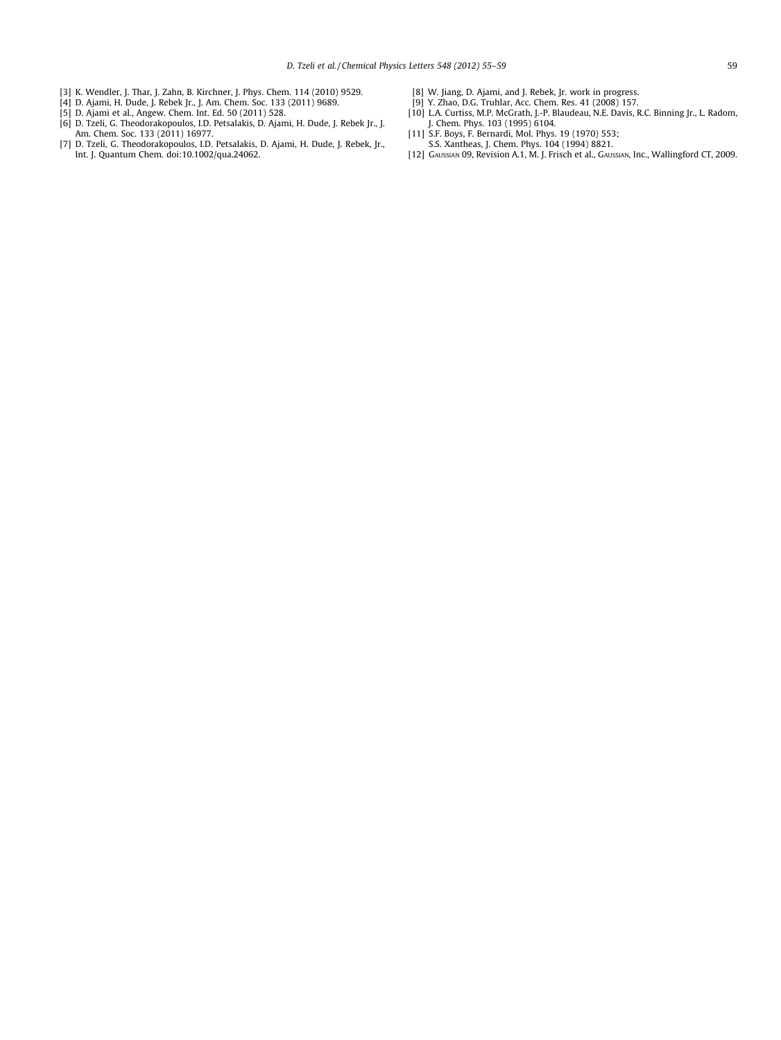[3] K. Wendler, J. Thar, J. Zahn, B. Kirchner, J. Phys. Chem. 114 (2010) 9529.
[4] D. Ajami, H. Dude, J. Rebek Jr., J. Am. Chem. Soc. 133 (2011) 9689.
[5] D. Ajami et al., Angew. Chem. Int. Ed. 50 (2011) 528.
[6] D. Tzeli, G. Theodorakopoulos, I.D. Petsalakis, D. Ajami, H. Dude, J. Rebek Jr., J. Am. Chem. Soc. 133 (2011) 16977.
[7] D. Tzeli, G. Theodorakopoulos, I.D. Petsalakis, D. Ajami, H. Dude, J. Rebek, Jr., Int. J. Quantum Chem. doi:10.1002/qua.24062.
[8] W. Jiang, D. Ajami, and J. Rebek, Jr. work in progress.
[9] Y. Zhao, D.G. Truhlar, Acc. Chem. Res. 41 (2008) 157.
[10] L.A. Curtiss, M.P. McGrath, J.-P. Blaudeau, N.E. Davis, R.C. Binning Jr., L. Radom, J. Chem. Phys. 103 (1995) 6104.
[11] S.F. Boys, F. Bernardi, Mol. Phys. 19 (1970) 553;
S.S. Xantheas, J. Chem. Phys. 104 (1994) 8821.
[12] Gaussian 09, Revision A.1, M. J. Frisch et al., Gaussian, Inc., Wallingford CT, 2009.